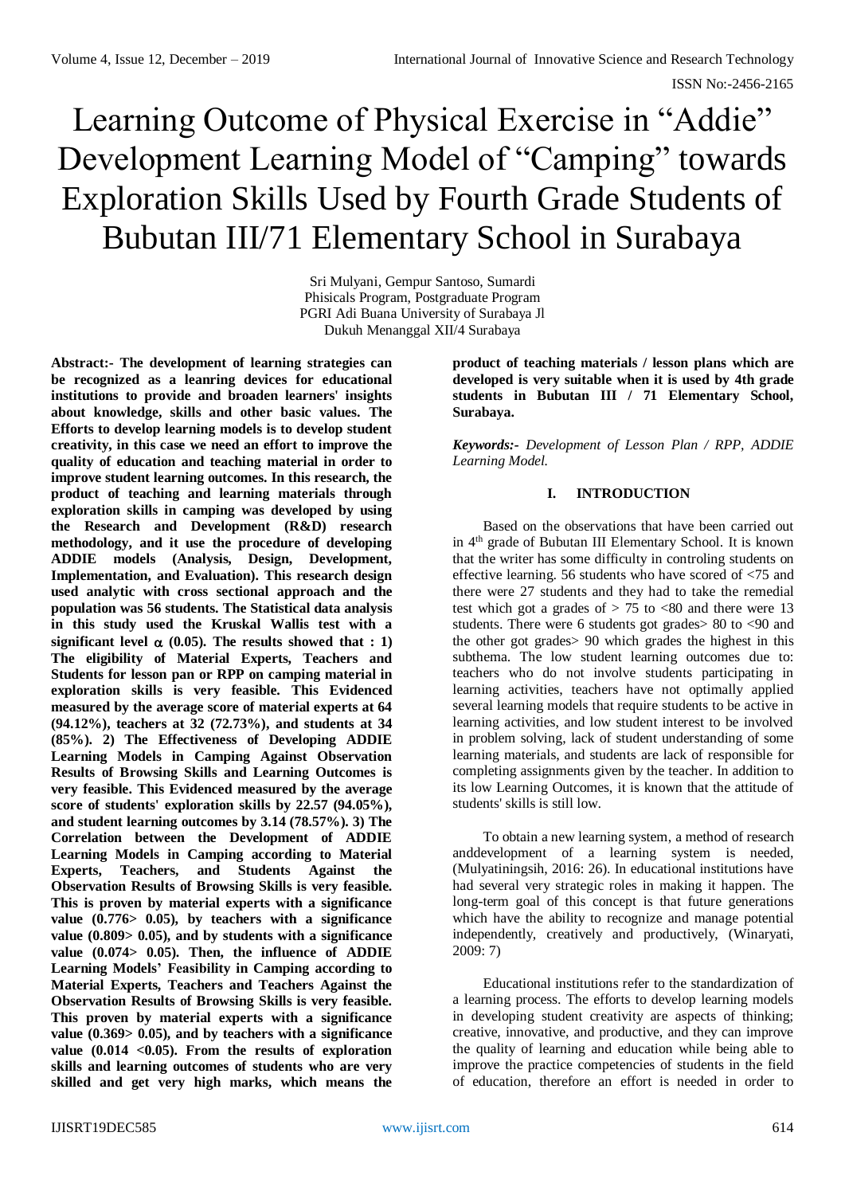# Learning Outcome of Physical Exercise in "Addie" Development Learning Model of "Camping" towards Exploration Skills Used by Fourth Grade Students of Bubutan III/71 Elementary School in Surabaya

Sri Mulyani, Gempur Santoso, Sumardi
Phisicals Program, Postgraduate Program
PGRI Adi Buana University of Surabaya Jl
Dukuh Menanggal XII/4 Surabaya

**Abstract:- The development of learning strategies can be recognized as a leanring devices for educational institutions to provide and broaden learners' insights about knowledge, skills and other basic values. The Efforts to develop learning models is to develop student creativity, in this case we need an effort to improve the quality of education and teaching material in order to improve student learning outcomes. In this research, the product of teaching and learning materials through exploration skills in camping was developed by using the Research and Development (R&D) research methodology, and it use the procedure of developing ADDIE models (Analysis, Design, Development, Implementation, and Evaluation). This research design used analytic with cross sectional approach and the population was 56 students. The Statistical data analysis in this study used the Kruskal Wallis test with a significant level $\alpha$ (0.05). The results showed that : 1) The eligibility of Material Experts, Teachers and Students for lesson pan or RPP on camping material in exploration skills is very feasible. This Evidenced measured by the average score of material experts at 64 (94.12%), teachers at 32 (72.73%), and students at 34 (85%). 2) The Effectiveness of Developing ADDIE Learning Models in Camping Against Observation Results of Browsing Skills and Learning Outcomes is very feasible. This Evidenced measured by the average score of students' exploration skills by 22.57 (94.05%), and student learning outcomes by 3.14 (78.57%). 3) The Correlation between the Development of ADDIE Learning Models in Camping according to Material Experts, Teachers, and Students Against the Observation Results of Browsing Skills is very feasible. This is proven by material experts with a significance value (0.776> 0.05), by teachers with a significance value (0.809> 0.05), and by students with a significance value (0.074> 0.05). Then, the influence of ADDIE Learning Models' Feasibility in Camping according to Material Experts, Teachers and Teachers Against the Observation Results of Browsing Skills is very feasible. This proven by material experts with a significance value (0.369> 0.05), and by teachers with a significance value (0.014 <0.05). From the results of exploration skills and learning outcomes of students who are very skilled and get very high marks, which means the product of teaching materials / lesson plans which are developed is very suitable when it is used by 4th grade students in Bubutan III / 71 Elementary School, Surabaya.**

***Keywords:-*** *Development of Lesson Plan / RPP, ADDIE Learning Model.*

## I. INTRODUCTION

Based on the observations that have been carried out in 4th grade of Bubutan III Elementary School. It is known that the writer has some difficulty in controling students on effective learning. 56 students who have scored of <75 and there were 27 students and they had to take the remedial test which got a grades of > 75 to <80 and there were 13 students. There were 6 students got grades> 80 to <90 and the other got grades> 90 which grades the highest in this subthema. The low student learning outcomes due to: teachers who do not involve students participating in learning activities, teachers have not optimally applied several learning models that require students to be active in learning activities, and low student interest to be involved in problem solving, lack of student understanding of some learning materials, and students are lack of responsible for completing assignments given by the teacher. In addition to its low Learning Outcomes, it is known that the attitude of students' skills is still low.

To obtain a new learning system, a method of research anddevelopment of a learning system is needed, (Mulyatiningsih, 2016: 26). In educational institutions have had several very strategic roles in making it happen. The long-term goal of this concept is that future generations which have the ability to recognize and manage potential independently, creatively and productively, (Winaryati, 2009: 7)

Educational institutions refer to the standardization of a learning process. The efforts to develop learning models in developing student creativity are aspects of thinking; creative, innovative, and productive, and they can improve the quality of learning and education while being able to improve the practice competencies of students in the field of education, therefore an effort is needed in order to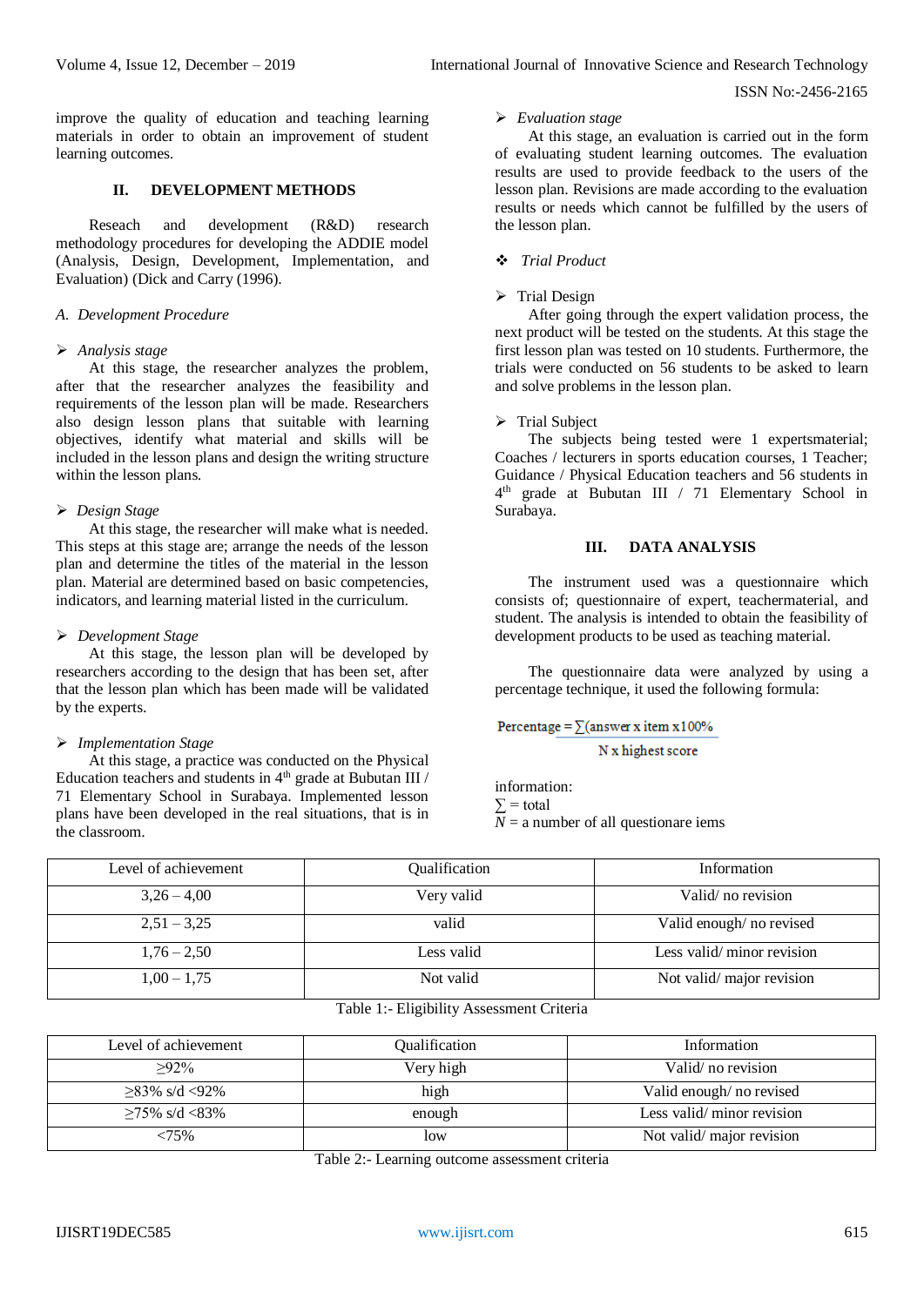improve the quality of education and teaching learning materials in order to obtain an improvement of student learning outcomes.

## II. DEVELOPMENT METHODS

Reseach and development (R&D) research methodology procedures for developing the ADDIE model (Analysis, Design, Development, Implementation, and Evaluation) (Dick and Carry (1996).

### *A. Development Procedure*

- *Analysis stage*

At this stage, the researcher analyzes the problem, after that the researcher analyzes the feasibility and requirements of the lesson plan will be made. Researchers also design lesson plans that suitable with learning objectives, identify what material and skills will be included in the lesson plans and design the writing structure within the lesson plans.

- *Design Stage*

At this stage, the researcher will make what is needed. This steps at this stage are; arrange the needs of the lesson plan and determine the titles of the material in the lesson plan. Material are determined based on basic competencies, indicators, and learning material listed in the curriculum.

- *Development Stage*

At this stage, the lesson plan will be developed by researchers according to the design that has been set, after that the lesson plan which has been made will be validated by the experts.

- *Implementation Stage*

At this stage, a practice was conducted on the Physical Education teachers and students in 4th grade at Bubutan III / 71 Elementary School in Surabaya. Implemented lesson plans have been developed in the real situations, that is in the classroom.

- *Evaluation stage*

At this stage, an evaluation is carried out in the form of evaluating student learning outcomes. The evaluation results are used to provide feedback to the users of the lesson plan. Revisions are made according to the evaluation results or needs which cannot be fulfilled by the users of the lesson plan.

- *Trial Product*

- Trial Design

After going through the expert validation process, the next product will be tested on the students. At this stage the first lesson plan was tested on 10 students. Furthermore, the trials were conducted on 56 students to be asked to learn and solve problems in the lesson plan.

- Trial Subject

The subjects being tested were 1 expertsmaterial; Coaches / lecturers in sports education courses, 1 Teacher; Guidance / Physical Education teachers and 56 students in 4th grade at Bubutan III / 71 Elementary School in Surabaya.

## III. DATA ANALYSIS

The instrument used was a questionnaire which consists of; questionnaire of expert, teachermaterial, and student. The analysis is intended to obtain the feasibility of development products to be used as teaching material.

The questionnaire data were analyzed by using a percentage technique, it used the following formula:

$$\text{Percentage} = \frac{\sum(\text{answer x item x}100\%}{\text{N x highest score}}$$

information:
$\sum$ = total
$N$ = a number of all questionare iems

| Level of achievement | Qualification | Information |
|---|---|---|
| 3,26 – 4,00 | Very valid | Valid/ no revision |
| 2,51 – 3,25 | valid | Valid enough/ no revised |
| 1,76 – 2,50 | Less valid | Less valid/ minor revision |
| 1,00 – 1,75 | Not valid | Not valid/ major revision |

Table 1:- Eligibility Assessment Criteria

| Level of achievement | Qualification | Information |
|---|---|---|
| ≥92% | Very high | Valid/ no revision |
| ≥83% s/d <92% | high | Valid enough/ no revised |
| ≥75% s/d <83% | enough | Less valid/ minor revision |
| <75% | low | Not valid/ major revision |

Table 2:- Learning outcome assessment criteria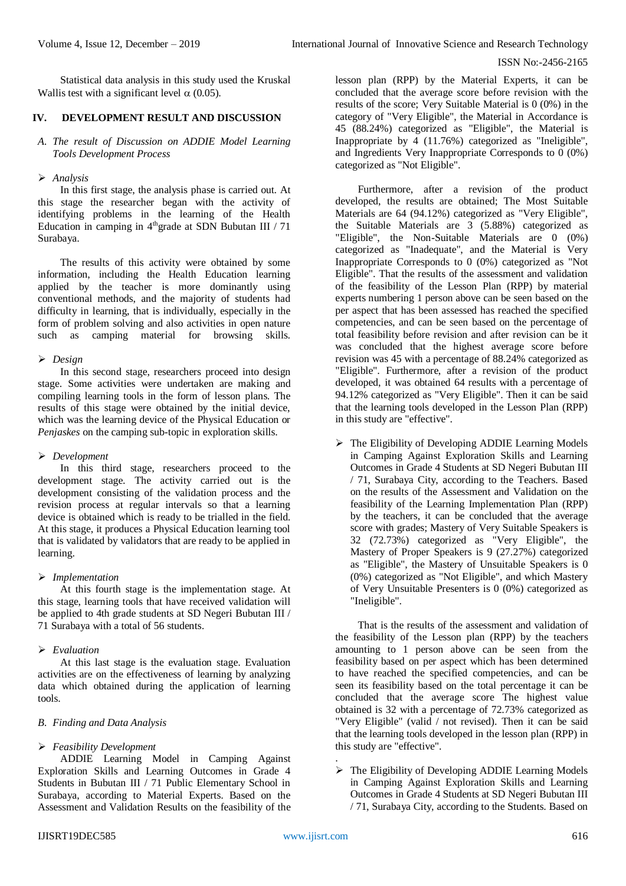Statistical data analysis in this study used the Kruskal Wallis test with a significant level α (0.05).

## IV. DEVELOPMENT RESULT AND DISCUSSION

### *A. The result of Discussion on ADDIE Model Learning Tools Development Process*

➢ *Analysis*

In this first stage, the analysis phase is carried out. At this stage the researcher began with the activity of identifying problems in the learning of the Health Education in camping in 4[th]grade at SDN Bubutan III / 71 Surabaya.

The results of this activity were obtained by some information, including the Health Education learning applied by the teacher is more dominantly using conventional methods, and the majority of students had difficulty in learning, that is individually, especially in the form of problem solving and also activities in open nature such as camping material for browsing skills.

➢ *Design*

In this second stage, researchers proceed into design stage. Some activities were undertaken are making and compiling learning tools in the form of lesson plans. The results of this stage were obtained by the initial device, which was the learning device of the Physical Education or *Penjaskes* on the camping sub-topic in exploration skills.

➢ *Development*

In this third stage, researchers proceed to the development stage. The activity carried out is the development consisting of the validation process and the revision process at regular intervals so that a learning device is obtained which is ready to be trialled in the field. At this stage, it produces a Physical Education learning tool that is validated by validators that are ready to be applied in learning.

➢ *Implementation*

At this fourth stage is the implementation stage. At this stage, learning tools that have received validation will be applied to 4th grade students at SD Negeri Bubutan III / 71 Surabaya with a total of 56 students.

➢ *Evaluation*

At this last stage is the evaluation stage. Evaluation activities are on the effectiveness of learning by analyzing data which obtained during the application of learning tools.

### *B. Finding and Data Analysis*

➢ *Feasibility Development*

ADDIE Learning Model in Camping Against Exploration Skills and Learning Outcomes in Grade 4 Students in Bubutan III / 71 Public Elementary School in Surabaya, according to Material Experts. Based on the Assessment and Validation Results on the feasibility of the lesson plan (RPP) by the Material Experts, it can be concluded that the average score before revision with the results of the score; Very Suitable Material is 0 (0%) in the category of "Very Eligible", the Material in Accordance is 45 (88.24%) categorized as "Eligible", the Material is Inappropriate by 4 (11.76%) categorized as "Ineligible", and Ingredients Very Inappropriate Corresponds to 0 (0%) categorized as "Not Eligible".

Furthermore, after a revision of the product developed, the results are obtained; The Most Suitable Materials are 64 (94.12%) categorized as "Very Eligible", the Suitable Materials are 3 (5.88%) categorized as "Eligible", the Non-Suitable Materials are 0 (0%) categorized as "Inadequate", and the Material is Very Inappropriate Corresponds to 0 (0%) categorized as "Not Eligible". That the results of the assessment and validation of the feasibility of the Lesson Plan (RPP) by material experts numbering 1 person above can be seen based on the per aspect that has been assessed has reached the specified competencies, and can be seen based on the percentage of total feasibility before revision and after revision can be it was concluded that the highest average score before revision was 45 with a percentage of 88.24% categorized as "Eligible". Furthermore, after a revision of the product developed, it was obtained 64 results with a percentage of 94.12% categorized as "Very Eligible". Then it can be said that the learning tools developed in the Lesson Plan (RPP) in this study are "effective".

➢ The Eligibility of Developing ADDIE Learning Models in Camping Against Exploration Skills and Learning Outcomes in Grade 4 Students at SD Negeri Bubutan III / 71, Surabaya City, according to the Teachers. Based on the results of the Assessment and Validation on the feasibility of the Learning Implementation Plan (RPP) by the teachers, it can be concluded that the average score with grades; Mastery of Very Suitable Speakers is 32 (72.73%) categorized as "Very Eligible", the Mastery of Proper Speakers is 9 (27.27%) categorized as "Eligible", the Mastery of Unsuitable Speakers is 0 (0%) categorized as "Not Eligible", and which Mastery of Very Unsuitable Presenters is 0 (0%) categorized as "Ineligible".

That is the results of the assessment and validation of the feasibility of the Lesson plan (RPP) by the teachers amounting to 1 person above can be seen from the feasibility based on per aspect which has been determined to have reached the specified competencies, and can be seen its feasibility based on the total percentage it can be concluded that the average score The highest value obtained is 32 with a percentage of 72.73% categorized as "Very Eligible" (valid / not revised). Then it can be said that the learning tools developed in the lesson plan (RPP) in this study are "effective".

➢ The Eligibility of Developing ADDIE Learning Models in Camping Against Exploration Skills and Learning Outcomes in Grade 4 Students at SD Negeri Bubutan III / 71, Surabaya City, according to the Students. Based on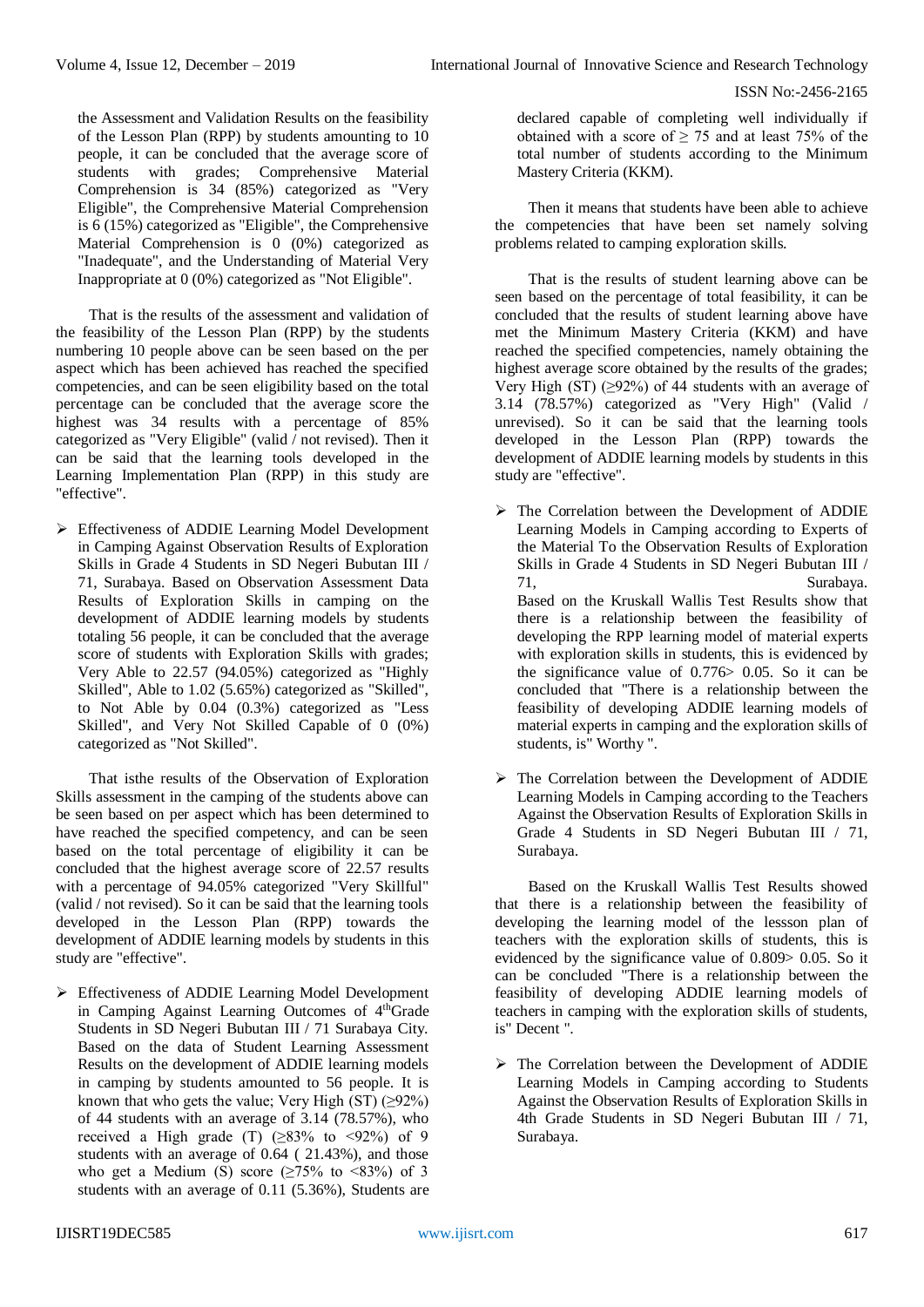the Assessment and Validation Results on the feasibility of the Lesson Plan (RPP) by students amounting to 10 people, it can be concluded that the average score of students with grades; Comprehensive Material Comprehension is 34 (85%) categorized as "Very Eligible", the Comprehensive Material Comprehension is 6 (15%) categorized as "Eligible", the Comprehensive Material Comprehension is 0 (0%) categorized as "Inadequate", and the Understanding of Material Very Inappropriate at 0 (0%) categorized as "Not Eligible".

That is the results of the assessment and validation of the feasibility of the Lesson Plan (RPP) by the students numbering 10 people above can be seen based on the per aspect which has been achieved has reached the specified competencies, and can be seen eligibility based on the total percentage can be concluded that the average score the highest was 34 results with a percentage of 85% categorized as "Very Eligible" (valid / not revised). Then it can be said that the learning tools developed in the Learning Implementation Plan (RPP) in this study are "effective".

- Effectiveness of ADDIE Learning Model Development in Camping Against Observation Results of Exploration Skills in Grade 4 Students in SD Negeri Bubutan III / 71, Surabaya. Based on Observation Assessment Data Results of Exploration Skills in camping on the development of ADDIE learning models by students totaling 56 people, it can be concluded that the average score of students with Exploration Skills with grades; Very Able to 22.57 (94.05%) categorized as "Highly Skilled", Able to 1.02 (5.65%) categorized as "Skilled", to Not Able by 0.04 (0.3%) categorized as "Less Skilled", and Very Not Skilled Capable of 0 (0%) categorized as "Not Skilled".

That isthe results of the Observation of Exploration Skills assessment in the camping of the students above can be seen based on per aspect which has been determined to have reached the specified competency, and can be seen based on the total percentage of eligibility it can be concluded that the highest average score of 22.57 results with a percentage of 94.05% categorized "Very Skillful" (valid / not revised). So it can be said that the learning tools developed in the Lesson Plan (RPP) towards the development of ADDIE learning models by students in this study are "effective".

- Effectiveness of ADDIE Learning Model Development in Camping Against Learning Outcomes of 4thGrade Students in SD Negeri Bubutan III / 71 Surabaya City. Based on the data of Student Learning Assessment Results on the development of ADDIE learning models in camping by students amounted to 56 people. It is known that who gets the value; Very High (ST) (≥92%) of 44 students with an average of 3.14 (78.57%), who received a High grade (T) (≥83% to <92%) of 9 students with an average of 0.64 ( 21.43%), and those who get a Medium (S) score (≥75% to <83%) of 3 students with an average of 0.11 (5.36%), Students are declared capable of completing well individually if obtained with a score of ≥ 75 and at least 75% of the total number of students according to the Minimum Mastery Criteria (KKM).

Then it means that students have been able to achieve the competencies that have been set namely solving problems related to camping exploration skills.

That is the results of student learning above can be seen based on the percentage of total feasibility, it can be concluded that the results of student learning above have met the Minimum Mastery Criteria (KKM) and have reached the specified competencies, namely obtaining the highest average score obtained by the results of the grades; Very High (ST) (≥92%) of 44 students with an average of 3.14 (78.57%) categorized as "Very High" (Valid / unrevised). So it can be said that the learning tools developed in the Lesson Plan (RPP) towards the development of ADDIE learning models by students in this study are "effective".

- The Correlation between the Development of ADDIE Learning Models in Camping according to Experts of the Material To the Observation Results of Exploration Skills in Grade 4 Students in SD Negeri Bubutan III / 71, Surabaya.
  Based on the Kruskall Wallis Test Results show that there is a relationship between the feasibility of developing the RPP learning model of material experts with exploration skills in students, this is evidenced by the significance value of 0.776> 0.05. So it can be concluded that "There is a relationship between the feasibility of developing ADDIE learning models of material experts in camping and the exploration skills of students, is" Worthy ".

- The Correlation between the Development of ADDIE Learning Models in Camping according to the Teachers Against the Observation Results of Exploration Skills in Grade 4 Students in SD Negeri Bubutan III / 71, Surabaya.

Based on the Kruskall Wallis Test Results showed that there is a relationship between the feasibility of developing the learning model of the lessson plan of teachers with the exploration skills of students, this is evidenced by the significance value of 0.809> 0.05. So it can be concluded "There is a relationship between the feasibility of developing ADDIE learning models of teachers in camping with the exploration skills of students, is" Decent ".

- The Correlation between the Development of ADDIE Learning Models in Camping according to Students Against the Observation Results of Exploration Skills in 4th Grade Students in SD Negeri Bubutan III / 71, Surabaya.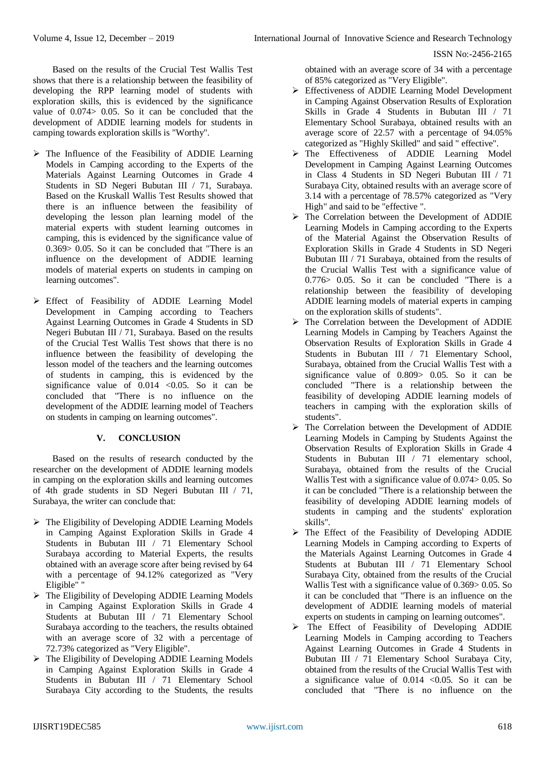Based on the results of the Crucial Test Wallis Test shows that there is a relationship between the feasibility of developing the RPP learning model of students with exploration skills, this is evidenced by the significance value of 0.074> 0.05. So it can be concluded that the development of ADDIE learning models for students in camping towards exploration skills is "Worthy".

- The Influence of the Feasibility of ADDIE Learning Models in Camping according to the Experts of the Materials Against Learning Outcomes in Grade 4 Students in SD Negeri Bubutan III / 71, Surabaya. Based on the Kruskall Wallis Test Results showed that there is an influence between the feasibility of developing the lesson plan learning model of the material experts with student learning outcomes in camping, this is evidenced by the significance value of 0.369> 0.05. So it can be concluded that "There is an influence on the development of ADDIE learning models of material experts on students in camping on learning outcomes".

- Effect of Feasibility of ADDIE Learning Model Development in Camping according to Teachers Against Learning Outcomes in Grade 4 Students in SD Negeri Bubutan III / 71, Surabaya. Based on the results of the Crucial Test Wallis Test shows that there is no influence between the feasibility of developing the lesson model of the teachers and the learning outcomes of students in camping, this is evidenced by the significance value of 0.014 <0.05. So it can be concluded that "There is no influence on the development of the ADDIE learning model of Teachers on students in camping on learning outcomes".

## V. CONCLUSION

Based on the results of research conducted by the researcher on the development of ADDIE learning models in camping on the exploration skills and learning outcomes of 4th grade students in SD Negeri Bubutan III / 71, Surabaya, the writer can conclude that:

- The Eligibility of Developing ADDIE Learning Models in Camping Against Exploration Skills in Grade 4 Students in Bubutan III / 71 Elementary School Surabaya according to Material Experts, the results obtained with an average score after being revised by 64 with a percentage of 94.12% categorized as "Very Eligible" "
- The Eligibility of Developing ADDIE Learning Models in Camping Against Exploration Skills in Grade 4 Students at Bubutan III / 71 Elementary School Surabaya according to the teachers, the results obtained with an average score of 32 with a percentage of 72.73% categorized as "Very Eligible".
- The Eligibility of Developing ADDIE Learning Models in Camping Against Exploration Skills in Grade 4 Students in Bubutan III / 71 Elementary School Surabaya City according to the Students, the results obtained with an average score of 34 with a percentage of 85% categorized as "Very Eligible".
- Effectiveness of ADDIE Learning Model Development in Camping Against Observation Results of Exploration Skills in Grade 4 Students in Bubutan III / 71 Elementary School Surabaya, obtained results with an average score of 22.57 with a percentage of 94.05% categorized as "Highly Skilled" and said " effective".
- The Effectiveness of ADDIE Learning Model Development in Camping Against Learning Outcomes in Class 4 Students in SD Negeri Bubutan III / 71 Surabaya City, obtained results with an average score of 3.14 with a percentage of 78.57% categorized as "Very High" and said to be "effective ".
- The Correlation between the Development of ADDIE Learning Models in Camping according to the Experts of the Material Against the Observation Results of Exploration Skills in Grade 4 Students in SD Negeri Bubutan III / 71 Surabaya, obtained from the results of the Crucial Wallis Test with a significance value of 0.776> 0.05. So it can be concluded "There is a relationship between the feasibility of developing ADDIE learning models of material experts in camping on the exploration skills of students".
- The Correlation between the Development of ADDIE Learning Models in Camping by Teachers Against the Observation Results of Exploration Skills in Grade 4 Students in Bubutan III / 71 Elementary School, Surabaya, obtained from the Crucial Wallis Test with a significance value of 0.809> 0.05. So it can be concluded "There is a relationship between the feasibility of developing ADDIE learning models of teachers in camping with the exploration skills of students".
- The Correlation between the Development of ADDIE Learning Models in Camping by Students Against the Observation Results of Exploration Skills in Grade 4 Students in Bubutan III / 71 elementary school, Surabaya, obtained from the results of the Crucial Wallis Test with a significance value of 0.074> 0.05. So it can be concluded "There is a relationship between the feasibility of developing ADDIE learning models of students in camping and the students' exploration skills".
- The Effect of the Feasibility of Developing ADDIE Learning Models in Camping according to Experts of the Materials Against Learning Outcomes in Grade 4 Students at Bubutan III / 71 Elementary School Surabaya City, obtained from the results of the Crucial Wallis Test with a significance value of 0.369> 0.05. So it can be concluded that "There is an influence on the development of ADDIE learning models of material experts on students in camping on learning outcomes".
- The Effect of Feasibility of Developing ADDIE Learning Models in Camping according to Teachers Against Learning Outcomes in Grade 4 Students in Bubutan III / 71 Elementary School Surabaya City, obtained from the results of the Crucial Wallis Test with a significance value of 0.014 <0.05. So it can be concluded that "There is no influence on the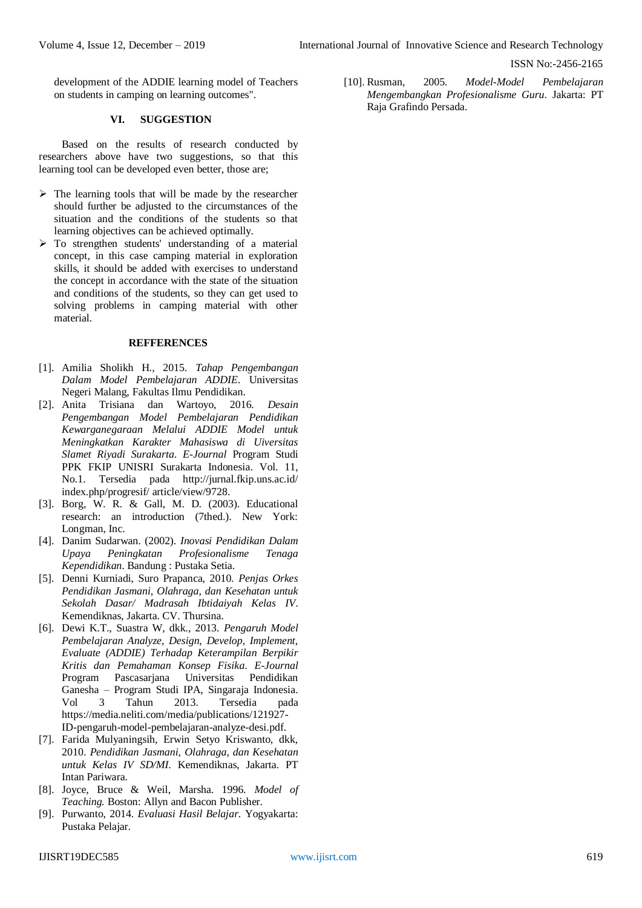development of the ADDIE learning model of Teachers on students in camping on learning outcomes".

## VI. SUGGESTION

Based on the results of research conducted by researchers above have two suggestions, so that this learning tool can be developed even better, those are;

- The learning tools that will be made by the researcher should further be adjusted to the circumstances of the situation and the conditions of the students so that learning objectives can be achieved optimally.
- To strengthen students' understanding of a material concept, in this case camping material in exploration skills, it should be added with exercises to understand the concept in accordance with the state of the situation and conditions of the students, so they can get used to solving problems in camping material with other material.

## REFFERENCES

[1]. Amilia Sholikh H., 2015. *Tahap Pengembangan Dalam Model Pembelajaran ADDIE*. Universitas Negeri Malang, Fakultas Ilmu Pendidikan.

[2]. Anita Trisiana dan Wartoyo, 2016. *Desain Pengembangan Model Pembelajaran Pendidikan Kewarganegaraan Melalui ADDIE Model untuk Meningkatkan Karakter Mahasiswa di Uiversitas Slamet Riyadi Surakarta*. *E-Journal* Program Studi PPK FKIP UNISRI Surakarta Indonesia. Vol. 11, No.1. Tersedia pada http://jurnal.fkip.uns.ac.id/ index.php/progresif/ article/view/9728.

[3]. Borg, W. R. & Gall, M. D. (2003). Educational research: an introduction (7thed.). New York: Longman, Inc.

[4]. Danim Sudarwan. (2002). *Inovasi Pendidikan Dalam Upaya Peningkatan Profesionalisme Tenaga Kependidikan*. Bandung : Pustaka Setia.

[5]. Denni Kurniadi, Suro Prapanca, 2010. *Penjas Orkes Pendidikan Jasmani, Olahraga, dan Kesehatan untuk Sekolah Dasar/ Madrasah Ibtidaiyah Kelas IV*. Kemendiknas, Jakarta. CV. Thursina.

[6]. Dewi K.T., Suastra W, dkk., 2013. *Pengaruh Model Pembelajaran Analyze, Design, Develop, Implement, Evaluate (ADDIE) Terhadap Keterampilan Berpikir Kritis dan Pemahaman Konsep Fisika. E-Journal* Program Pascasarjana Universitas Pendidikan Ganesha – Program Studi IPA, Singaraja Indonesia. Vol 3 Tahun 2013. Tersedia pada https://media.neliti.com/media/publications/121927-ID-pengaruh-model-pembelajaran-analyze-desi.pdf.

[7]. Farida Mulyaningsih, Erwin Setyo Kriswanto, dkk, 2010. *Pendidikan Jasmani, Olahraga, dan Kesehatan untuk Kelas IV SD/MI*. Kemendiknas, Jakarta. PT Intan Pariwara.

[8]. Joyce, Bruce & Weil, Marsha. 1996. *Model of Teaching*. Boston: Allyn and Bacon Publisher.

[9]. Purwanto, 2014. *Evaluasi Hasil Belajar*. Yogyakarta: Pustaka Pelajar.

[10]. Rusman, 2005. *Model-Model Pembelajaran Mengembangkan Profesionalisme Guru*. Jakarta: PT Raja Grafindo Persada.